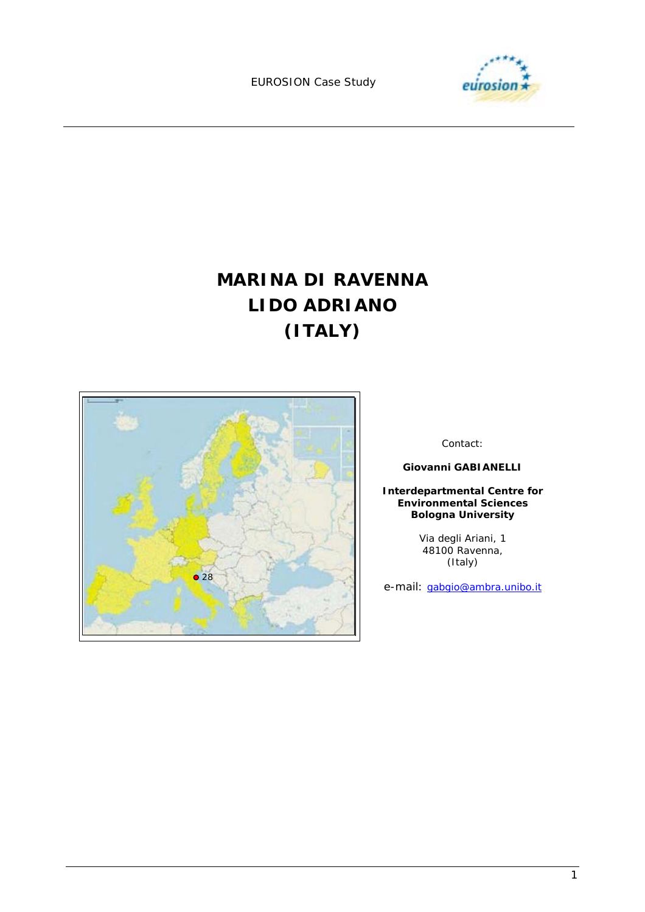EUROSION Case Study

# MARINA DI RAVENNA
# LIDO ADRIANO
# (ITALY)

Contact:

**Giovanni GABIANELLI**

**Interdepartmental Centre for Environmental Sciences Bologna University**

Via degli Ariani, 1
48100 Ravenna,
(Italy)

e-mail: gabgio@ambra.unibo.it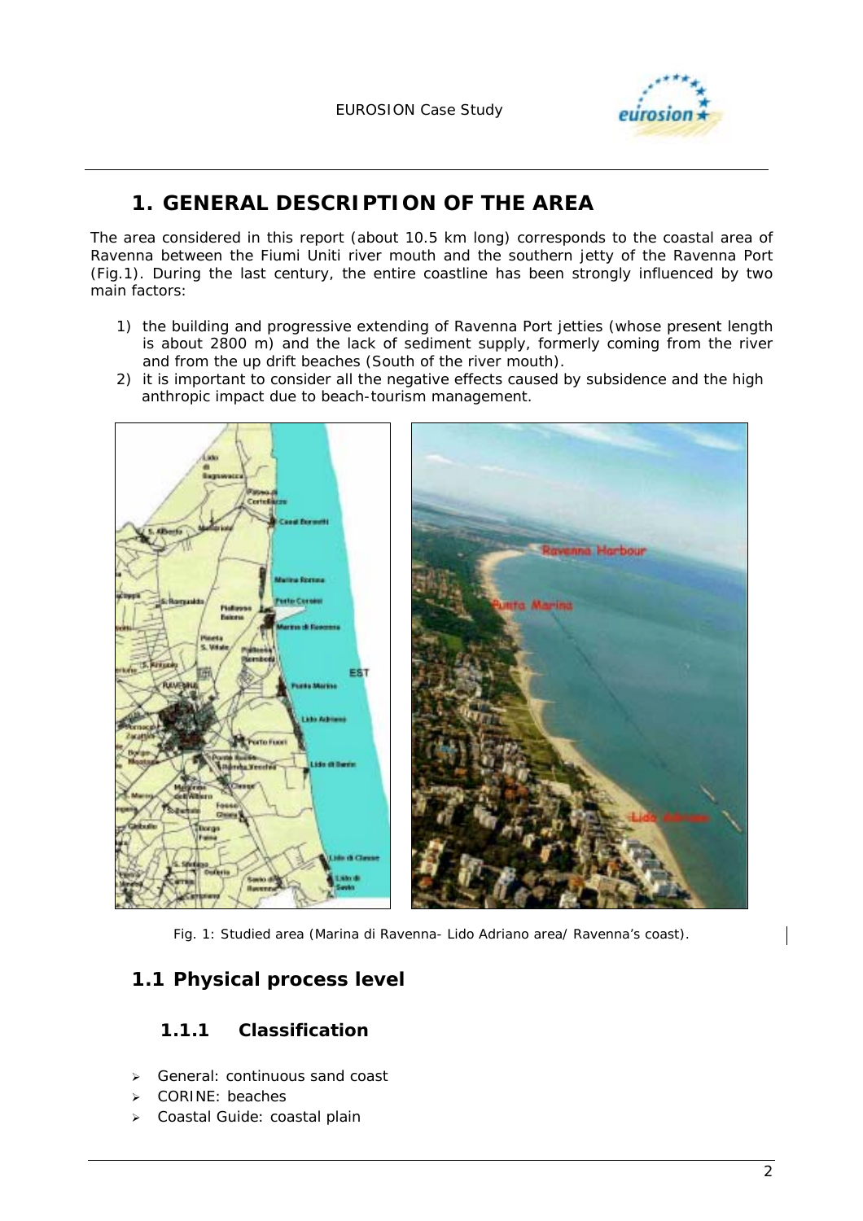# 1. GENERAL DESCRIPTION OF THE AREA

The area considered in this report (about 10.5 km long) corresponds to the coastal area of Ravenna between the Fiumi Uniti river mouth and the southern jetty of the Ravenna Port (Fig.1). During the last century, the entire coastline has been strongly influenced by two main factors:

1) the building and progressive extending of Ravenna Port jetties (whose present length is about 2800 m) and the lack of sediment supply, formerly coming from the river and from the up drift beaches (South of the river mouth).
2) it is important to consider all the negative effects caused by subsidence and the high anthropic impact due to beach-tourism management.

Fig. 1: Studied area (Marina di Ravenna- Lido Adriano area/ Ravenna's coast).

## 1.1 Physical process level

### 1.1.1 Classification

- General: continuous sand coast
- CORINE: beaches
- Coastal Guide: coastal plain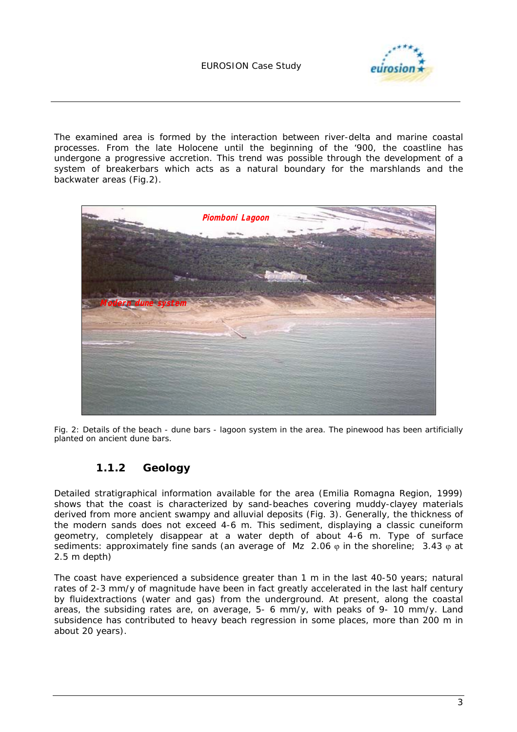The examined area is formed by the interaction between river-delta and marine coastal processes. From the late Holocene until the beginning of the '900, the coastline has undergone a progressive accretion. This trend was possible through the development of a system of breakerbars which acts as a natural boundary for the marshlands and the backwater areas (Fig.2).

Fig. 2: Details of the beach - dune bars - lagoon system in the area. The pinewood has been artificially planted on ancient dune bars.

### 1.1.2 Geology

Detailed stratigraphical information available for the area (Emilia Romagna Region, 1999) shows that the coast is characterized by sand-beaches covering muddy-clayey materials derived from more ancient swampy and alluvial deposits (Fig. 3). Generally, the thickness of the modern sands does not exceed 4-6 m. This sediment, displaying a classic cuneiform geometry, completely disappear at a water depth of about 4-6 m. Type of surface sediments: approximately fine sands (an average of Mz 2.06 $\varphi$ in the shoreline; 3.43 $\varphi$ at 2.5 m depth)

The coast have experienced a subsidence greater than 1 m in the last 40-50 years; natural rates of 2-3 mm/y of magnitude have been in fact greatly accelerated in the last half century by fluidextractions (water and gas) from the underground. At present, along the coastal areas, the subsiding rates are, on average, 5- 6 mm/y, with peaks of 9- 10 mm/y. Land subsidence has contributed to heavy beach regression in some places, more than 200 m in about 20 years).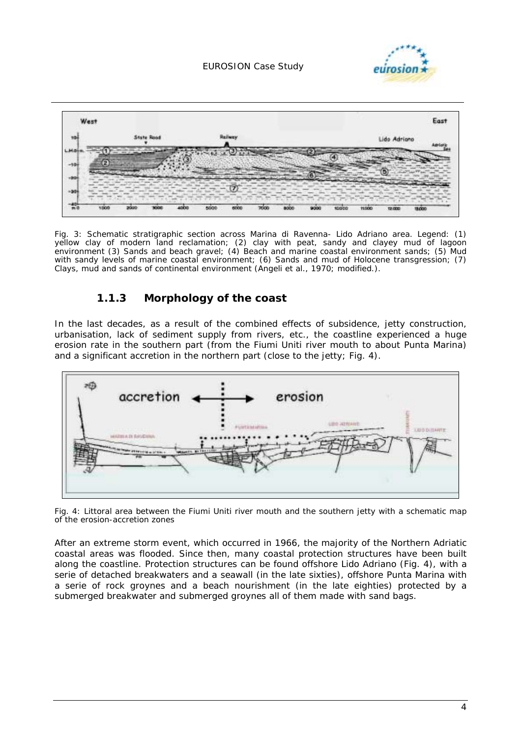Fig. 3: Schematic stratigraphic section across Marina di Ravenna- Lido Adriano area. Legend: (1) yellow clay of modern land reclamation; (2) clay with peat, sandy and clayey mud of lagoon environment (3) Sands and beach gravel; (4) Beach and marine coastal environment sands; (5) Mud with sandy levels of marine coastal environment; (6) Sands and mud of Holocene transgression; (7) Clays, mud and sands of continental environment (Angeli et al., 1970; modified.).

### 1.1.3 Morphology of the coast

In the last decades, as a result of the combined effects of subsidence, jetty construction, urbanisation, lack of sediment supply from rivers, etc., the coastline experienced a huge erosion rate in the southern part (from the Fiumi Uniti river mouth to about Punta Marina) and a significant accretion in the northern part (close to the jetty; Fig. 4).

Fig. 4: Littoral area between the Fiumi Uniti river mouth and the southern jetty with a schematic map of the erosion-accretion zones

After an extreme storm event, which occurred in 1966, the majority of the Northern Adriatic coastal areas was flooded. Since then, many coastal protection structures have been built along the coastline. Protection structures can be found offshore Lido Adriano (Fig. 4), with a serie of detached breakwaters and a seawall (in the late sixties), offshore Punta Marina with a serie of rock groynes and a beach nourishment (in the late eighties) protected by a submerged breakwater and submerged groynes all of them made with sand bags.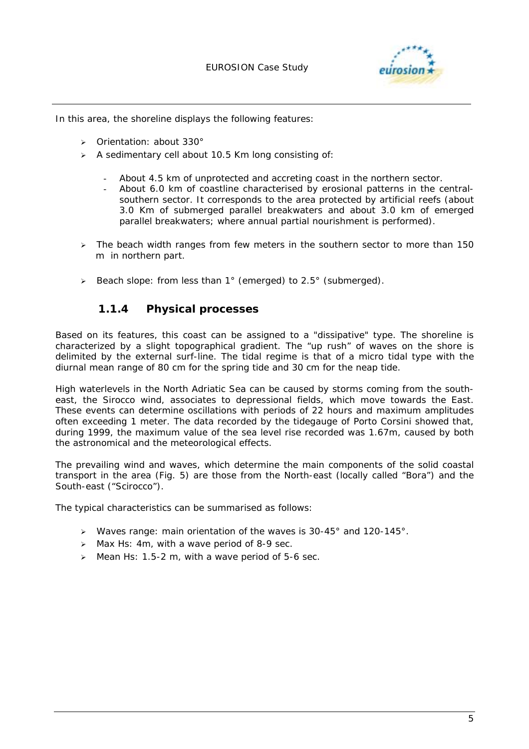In this area, the shoreline displays the following features:

- Orientation: about 330°
- A sedimentary cell about 10.5 Km long consisting of:
  - About 4.5 km of unprotected and accreting coast in the northern sector.
  - About 6.0 km of coastline characterised by erosional patterns in the central-southern sector. It corresponds to the area protected by artificial reefs (about 3.0 Km of submerged parallel breakwaters and about 3.0 km of emerged parallel breakwaters; where annual partial nourishment is performed).
- The beach width ranges from few meters in the southern sector to more than 150 m in northern part.
- Beach slope: from less than 1° (emerged) to 2.5° (submerged).

### 1.1.4 Physical processes

Based on its features, this coast can be assigned to a "dissipative" type. The shoreline is characterized by a slight topographical gradient. The "up rush" of waves on the shore is delimited by the external surf-line. The tidal regime is that of a micro tidal type with the diurnal mean range of 80 cm for the spring tide and 30 cm for the neap tide.

High waterlevels in the North Adriatic Sea can be caused by storms coming from the south-east, the Sirocco wind, associates to depressional fields, which move towards the East. These events can determine oscillations with periods of 22 hours and maximum amplitudes often exceeding 1 meter. The data recorded by the tidegauge of Porto Corsini showed that, during 1999, the maximum value of the sea level rise recorded was 1.67m, caused by both the astronomical and the meteorological effects.

The prevailing wind and waves, which determine the main components of the solid coastal transport in the area (Fig. 5) are those from the North-east (locally called "Bora") and the South-east ("Scirocco").

The typical characteristics can be summarised as follows:

- Waves range: main orientation of the waves is 30-45° and 120-145°.
- Max Hs: 4m, with a wave period of 8-9 sec.
- Mean Hs: 1.5-2 m, with a wave period of 5-6 sec.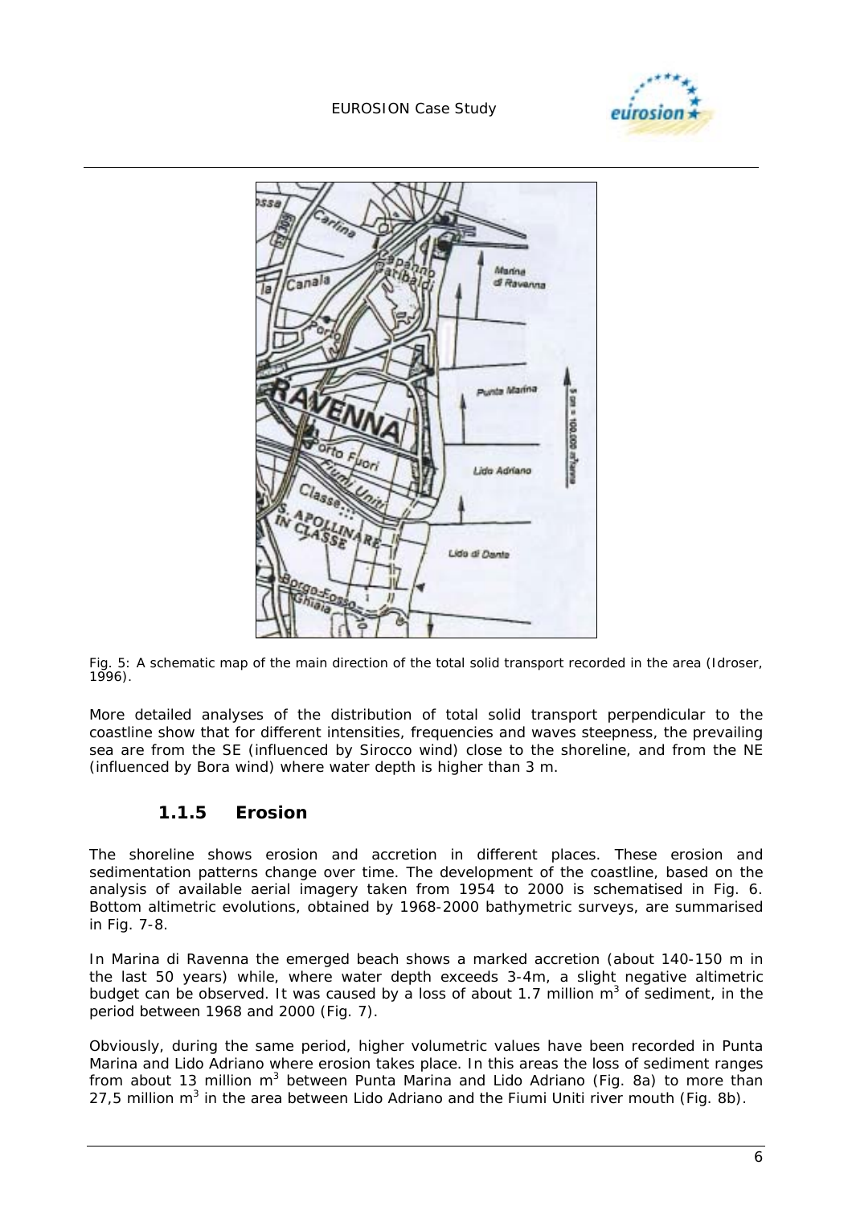Fig. 5: A schematic map of the main direction of the total solid transport recorded in the area (Idroser, 1996).

More detailed analyses of the distribution of total solid transport perpendicular to the coastline show that for different intensities, frequencies and waves steepness, the prevailing sea are from the SE (influenced by Sirocco wind) close to the shoreline, and from the NE (influenced by Bora wind) where water depth is higher than 3 m.

### 1.1.5 Erosion

The shoreline shows erosion and accretion in different places. These erosion and sedimentation patterns change over time. The development of the coastline, based on the analysis of available aerial imagery taken from 1954 to 2000 is schematised in Fig. 6. Bottom altimetric evolutions, obtained by 1968-2000 bathymetric surveys, are summarised in Fig. 7-8.

In Marina di Ravenna the emerged beach shows a marked accretion (about 140-150 m in the last 50 years) while, where water depth exceeds 3-4m, a slight negative altimetric budget can be observed. It was caused by a loss of about 1.7 million $m^3$ of sediment, in the period between 1968 and 2000 (Fig. 7).

Obviously, during the same period, higher volumetric values have been recorded in Punta Marina and Lido Adriano where erosion takes place. In this areas the loss of sediment ranges from about 13 million $m^3$ between Punta Marina and Lido Adriano (Fig. 8a) to more than 27,5 million $m^3$ in the area between Lido Adriano and the Fiumi Uniti river mouth (Fig. 8b).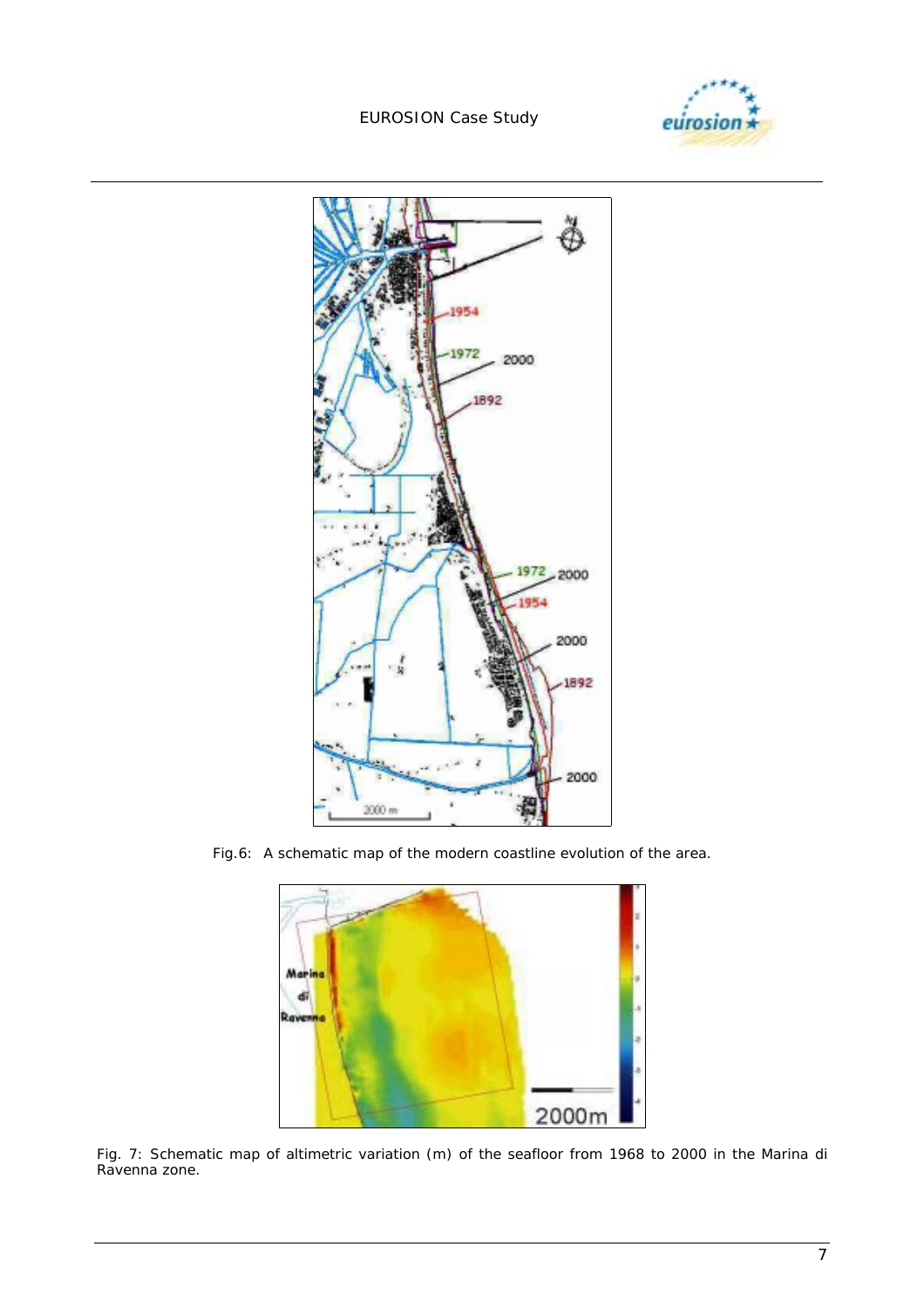Fig.6: A schematic map of the modern coastline evolution of the area.

Fig. 7: Schematic map of altimetric variation (m) of the seafloor from 1968 to 2000 in the Marina di Ravenna zone.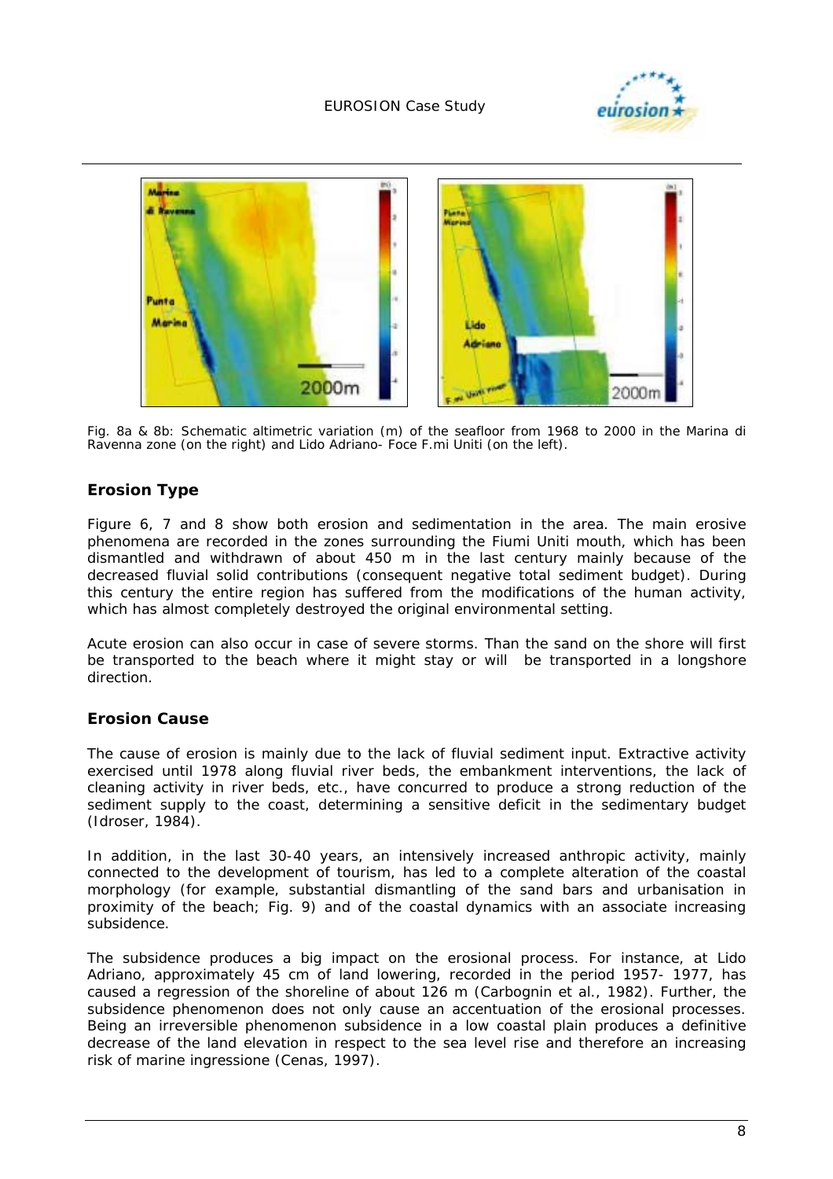Fig. 8a & 8b: Schematic altimetric variation (m) of the seafloor from 1968 to 2000 in the Marina di Ravenna zone (on the right) and Lido Adriano- Foce F.mi Uniti (on the left).

## Erosion Type

Figure 6, 7 and 8 show both erosion and sedimentation in the area. The main erosive phenomena are recorded in the zones surrounding the Fiumi Uniti mouth, which has been dismantled and withdrawn of about 450 m in the last century mainly because of the decreased fluvial solid contributions (consequent negative total sediment budget). During this century the entire region has suffered from the modifications of the human activity, which has almost completely destroyed the original environmental setting.

Acute erosion can also occur in case of severe storms. Than the sand on the shore will first be transported to the beach where it might stay or will be transported in a longshore direction.

## Erosion Cause

The cause of erosion is mainly due to the lack of fluvial sediment input. Extractive activity exercised until 1978 along fluvial river beds, the embankment interventions, the lack of cleaning activity in river beds, etc., have concurred to produce a strong reduction of the sediment supply to the coast, determining a sensitive deficit in the sedimentary budget (Idroser, 1984).

In addition, in the last 30-40 years, an intensively increased anthropic activity, mainly connected to the development of tourism, has led to a complete alteration of the coastal morphology (for example, substantial dismantling of the sand bars and urbanisation in proximity of the beach; Fig. 9) and of the coastal dynamics with an associate increasing subsidence.

The subsidence produces a big impact on the erosional process. For instance, at Lido Adriano, approximately 45 cm of land lowering, recorded in the period 1957- 1977, has caused a regression of the shoreline of about 126 m (Carbognin et al., 1982). Further, the subsidence phenomenon does not only cause an accentuation of the erosional processes. Being an irreversible phenomenon subsidence in a low coastal plain produces a definitive decrease of the land elevation in respect to the sea level rise and therefore an increasing risk of marine ingressione (Cenas, 1997).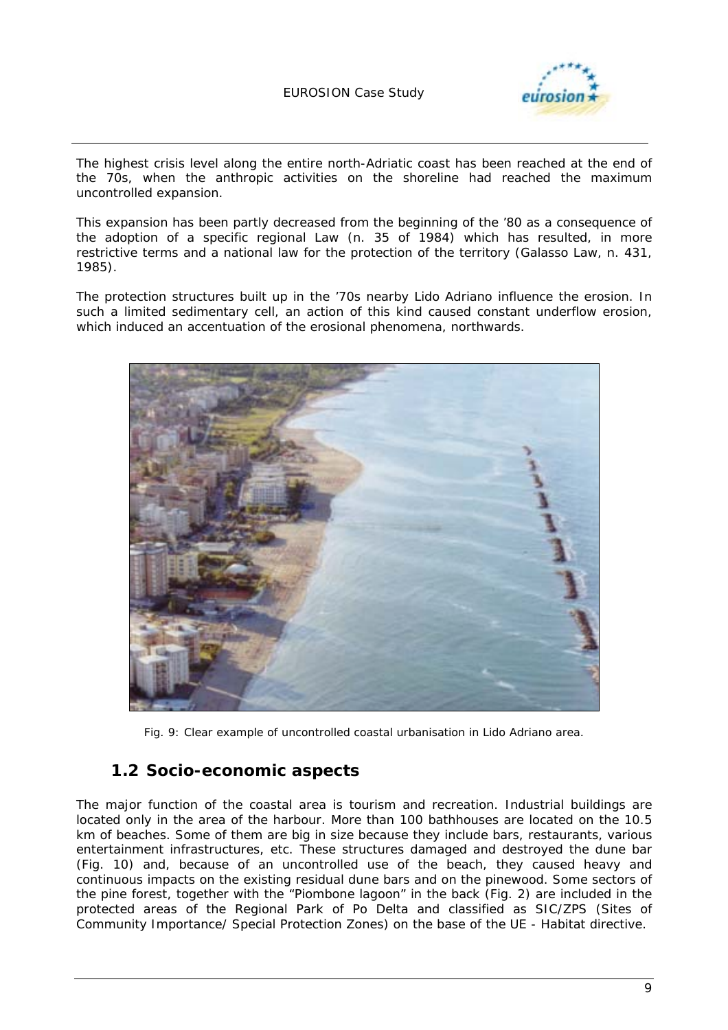The highest crisis level along the entire north-Adriatic coast has been reached at the end of the 70s, when the anthropic activities on the shoreline had reached the maximum uncontrolled expansion.

This expansion has been partly decreased from the beginning of the '80 as a consequence of the adoption of a specific regional Law (n. 35 of 1984) which has resulted, in more restrictive terms and a national law for the protection of the territory (Galasso Law, n. 431, 1985).

The protection structures built up in the '70s nearby Lido Adriano influence the erosion. In such a limited sedimentary cell, an action of this kind caused constant underflow erosion, which induced an accentuation of the erosional phenomena, northwards.

Fig. 9: Clear example of uncontrolled coastal urbanisation in Lido Adriano area.

## 1.2 Socio-economic aspects

The major function of the coastal area is tourism and recreation. Industrial buildings are located only in the area of the harbour. More than 100 bathhouses are located on the 10.5 km of beaches. Some of them are big in size because they include bars, restaurants, various entertainment infrastructures, etc. These structures damaged and destroyed the dune bar (Fig. 10) and, because of an uncontrolled use of the beach, they caused heavy and continuous impacts on the existing residual dune bars and on the pinewood. Some sectors of the pine forest, together with the "Piombone lagoon" in the back (Fig. 2) are included in the protected areas of the Regional Park of Po Delta and classified as SIC/ZPS (Sites of Community Importance/ Special Protection Zones) on the base of the UE - Habitat directive.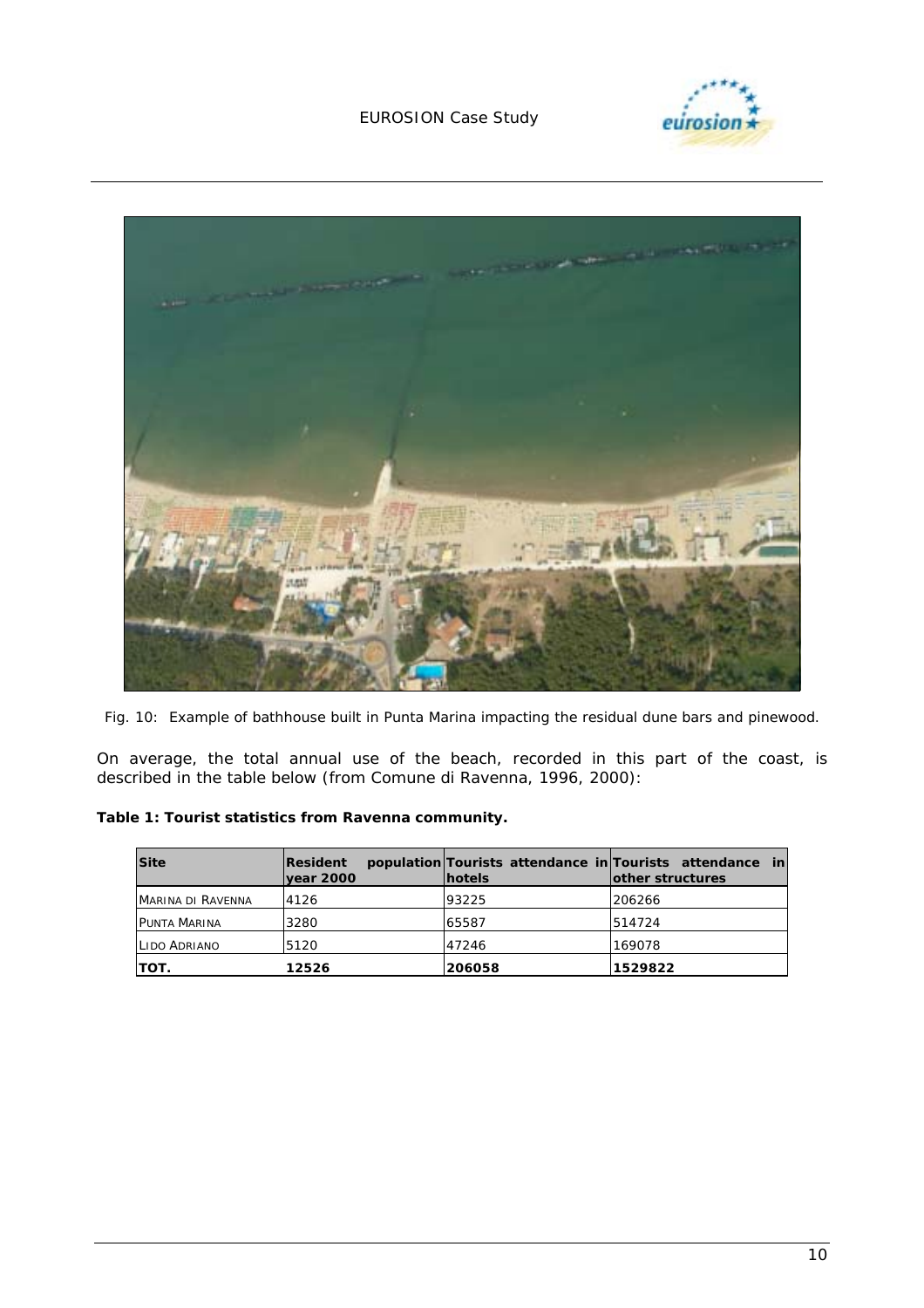Fig. 10: Example of bathhouse built in Punta Marina impacting the residual dune bars and pinewood.

On average, the total annual use of the beach, recorded in this part of the coast, is described in the table below (from Comune di Ravenna, 1996, 2000):

**Table 1: Tourist statistics from Ravenna community.**

| Site | Resident population year 2000 | Tourists attendance in hotels | Tourists attendance in other structures |
|---|---|---|---|
| MARINA DI RAVENNA | 4126 | 93225 | 206266 |
| PUNTA MARINA | 3280 | 65587 | 514724 |
| LIDO ADRIANO | 5120 | 47246 | 169078 |
| **TOT.** | **12526** | **206058** | **1529822** |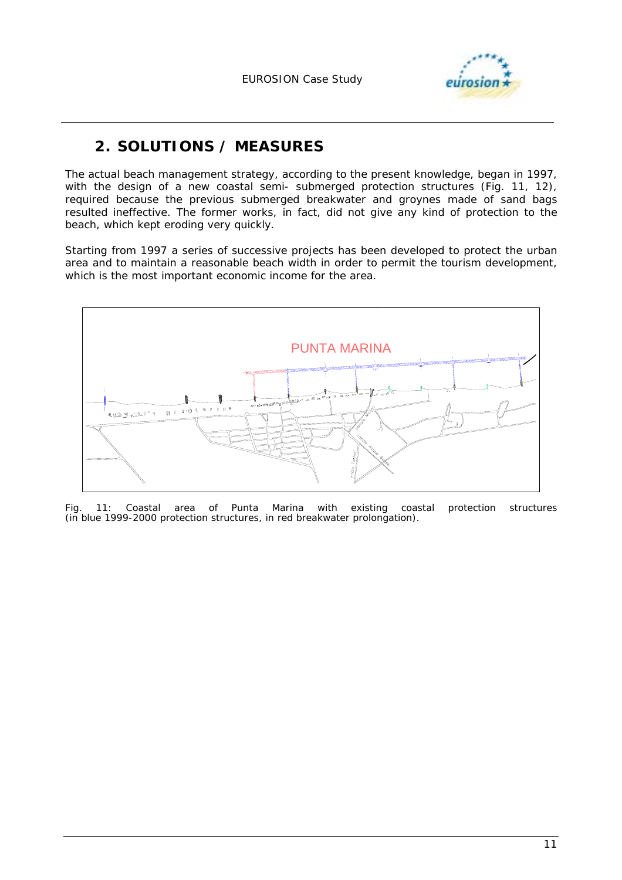## 2. SOLUTIONS / MEASURES

The actual beach management strategy, according to the present knowledge, began in 1997, with the design of a new coastal semi- submerged protection structures (Fig. 11, 12), required because the previous submerged breakwater and groynes made of sand bags resulted ineffective. The former works, in fact, did not give any kind of protection to the beach, which kept eroding very quickly.

Starting from 1997 a series of successive projects has been developed to protect the urban area and to maintain a reasonable beach width in order to permit the tourism development, which is the most important economic income for the area.

Fig. 11: Coastal area of Punta Marina with existing coastal protection structures (in blue 1999-2000 protection structures, in red breakwater prolongation).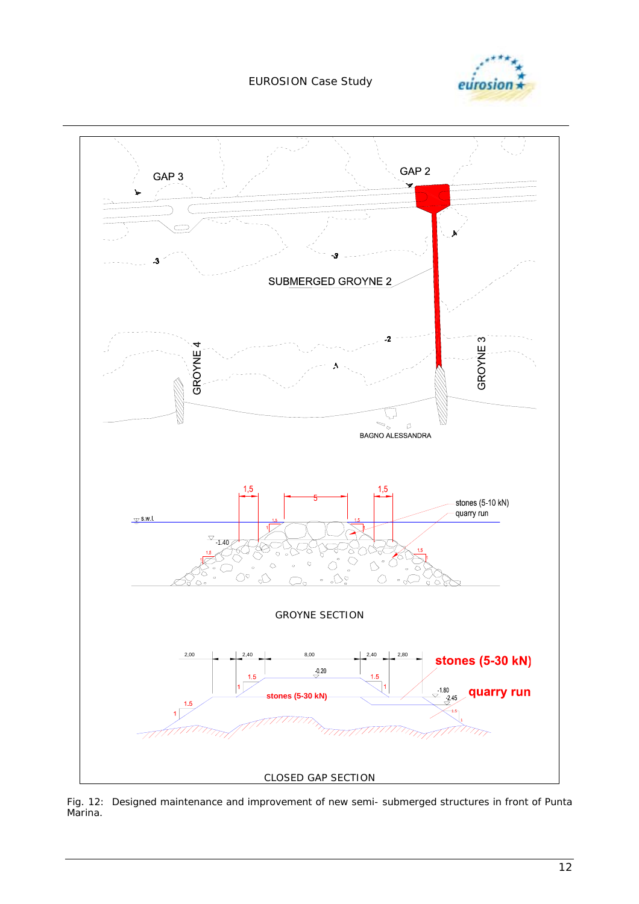GAP 3

GAP 2

SUBMERGED GROYNE 2

GROYNE 4

GROYNE 3

BAGNO ALESSANDRA

GROYNE SECTION

CLOSED GAP SECTION

Fig. 12: Designed maintenance and improvement of new semi- submerged structures in front of Punta Marina.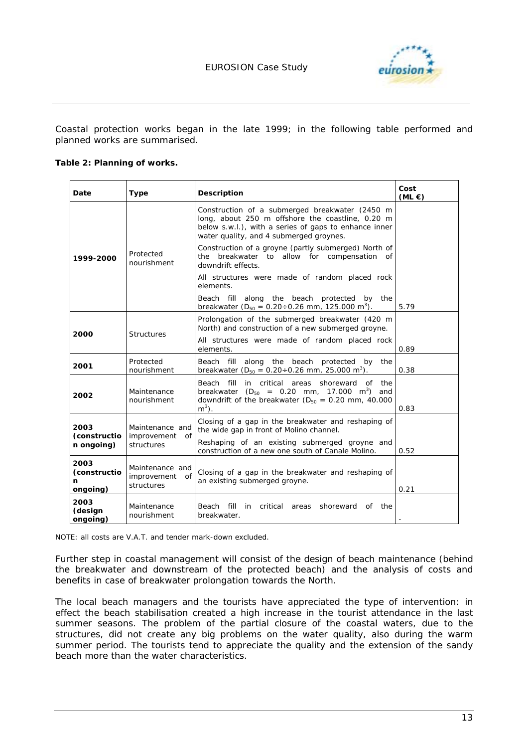Coastal protection works began in the late 1999; in the following table performed and planned works are summarised.

**Table 2: Planning of works.**

| Date | Type | Description | Cost (ML €) |
|---|---|---|---|
| **1999-2000** | Protected nourishment | Construction of a submerged breakwater (2450 m long, about 250 m offshore the coastline, 0.20 m below s.w.l.), with a series of gaps to enhance inner water quality, and 4 submerged groynes.<br>Construction of a groyne (partly submerged) North of the breakwater to allow for compensation of downdrift effects.<br>All structures were made of random placed rock elements.<br>Beach fill along the beach protected by the breakwater ($D_{50}$ = 0.20÷0.26 mm, 125.000 $m^3$). | 5.79 |
| **2000** | Structures | Prolongation of the submerged breakwater (420 m North) and construction of a new submerged groyne.<br>All structures were made of random placed rock elements. | 0.89 |
| **2001** | Protected nourishment | Beach fill along the beach protected by the breakwater ($D_{50}$ = 0.20÷0.26 mm, 25.000 $m^3$). | 0.38 |
| **2002** | Maintenance nourishment | Beach fill in critical areas shoreward of the breakwater ($D_{50}$ = 0.20 mm, 17.000 $m^3$) and downdrift of the breakwater ($D_{50}$ = 0.20 mm, 40.000 $m^3$). | 0.83 |
| **2003 (construction ongoing)** | Maintenance and improvement of structures | Closing of a gap in the breakwater and reshaping of the wide gap in front of Molino channel.<br>Reshaping of an existing submerged groyne and construction of a new one south of Canale Molino. | 0.52 |
| **2003 (construction ongoing)** | Maintenance and improvement of structures | Closing of a gap in the breakwater and reshaping of an existing submerged groyne. | 0.21 |
| **2003 (design ongoing)** | Maintenance nourishment | Beach fill in critical areas shoreward of the breakwater. | - |

NOTE: all costs are V.A.T. and tender mark-down excluded.

Further step in coastal management will consist of the design of beach maintenance (behind the breakwater and downstream of the protected beach) and the analysis of costs and benefits in case of breakwater prolongation towards the North.

The local beach managers and the tourists have appreciated the type of intervention: in effect the beach stabilisation created a high increase in the tourist attendance in the last summer seasons. The problem of the partial closure of the coastal waters, due to the structures, did not create any big problems on the water quality, also during the warm summer period. The tourists tend to appreciate the quality and the extension of the sandy beach more than the water characteristics.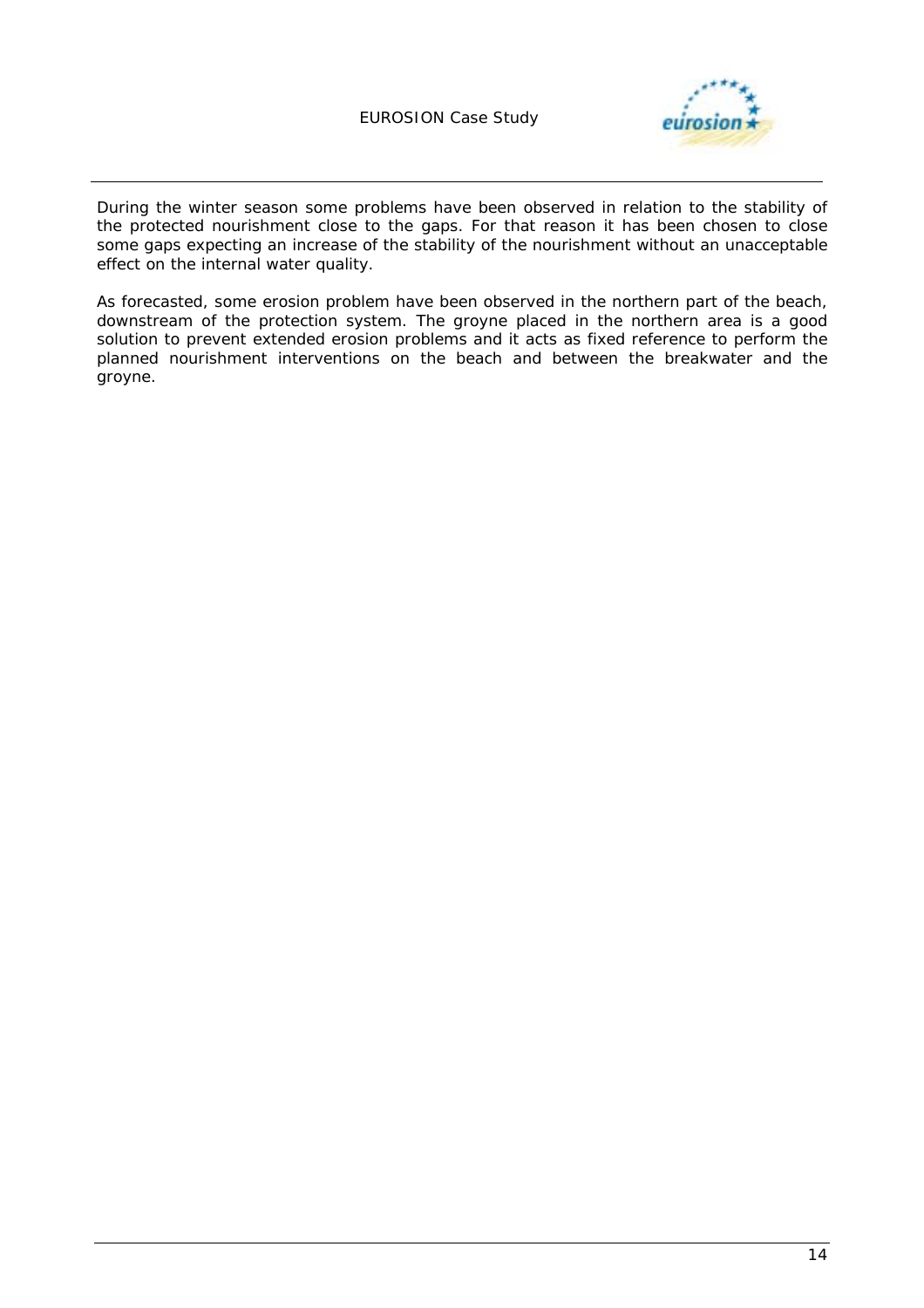During the winter season some problems have been observed in relation to the stability of the protected nourishment close to the gaps. For that reason it has been chosen to close some gaps expecting an increase of the stability of the nourishment without an unacceptable effect on the internal water quality.

As forecasted, some erosion problem have been observed in the northern part of the beach, downstream of the protection system. The groyne placed in the northern area is a good solution to prevent extended erosion problems and it acts as fixed reference to perform the planned nourishment interventions on the beach and between the breakwater and the groyne.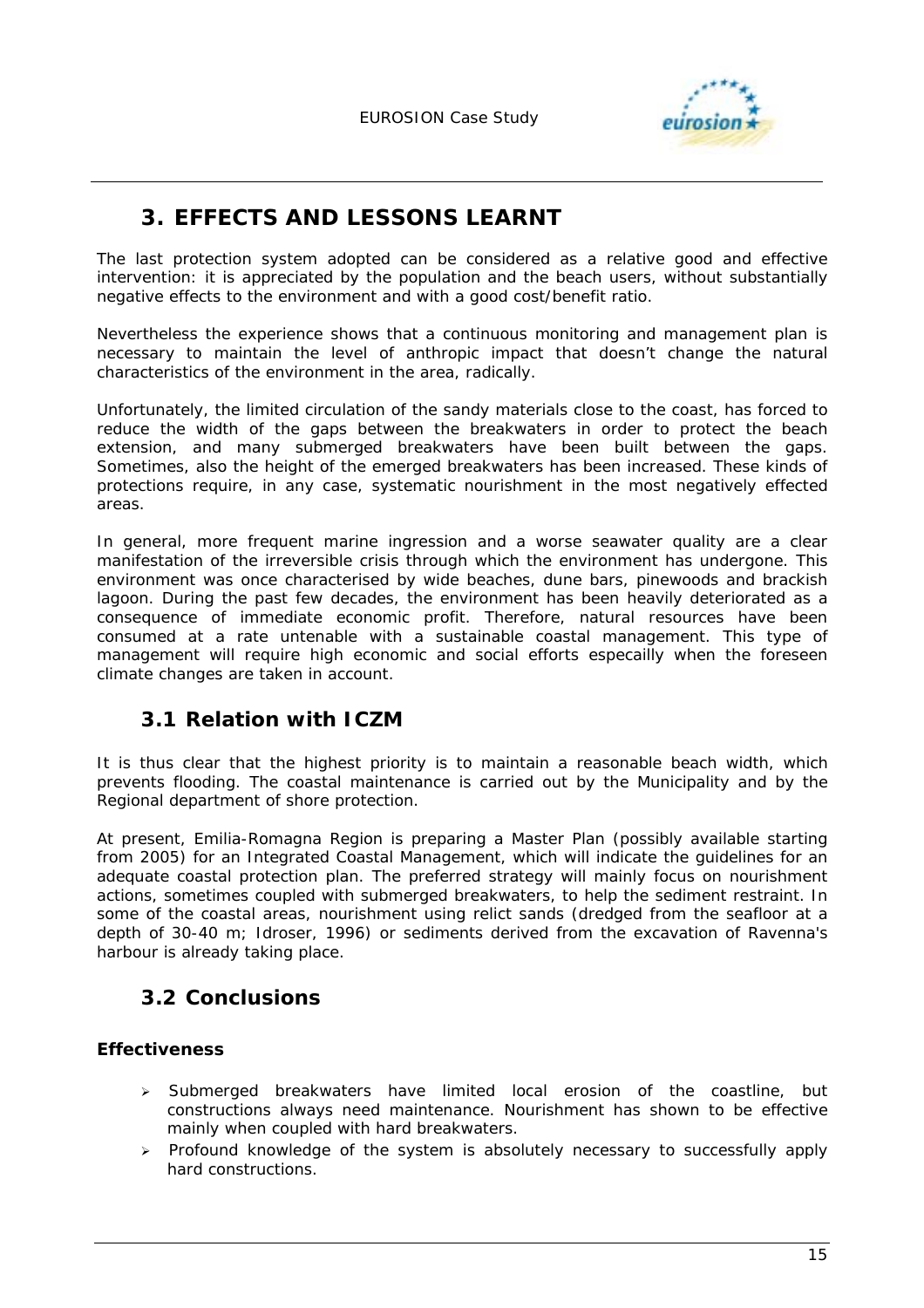# 3. EFFECTS AND LESSONS LEARNT

The last protection system adopted can be considered as a relative good and effective intervention: it is appreciated by the population and the beach users, without substantially negative effects to the environment and with a good cost/benefit ratio.

Nevertheless the experience shows that a continuous monitoring and management plan is necessary to maintain the level of anthropic impact that doesn't change the natural characteristics of the environment in the area, radically.

Unfortunately, the limited circulation of the sandy materials close to the coast, has forced to reduce the width of the gaps between the breakwaters in order to protect the beach extension, and many submerged breakwaters have been built between the gaps. Sometimes, also the height of the emerged breakwaters has been increased. These kinds of protections require, in any case, systematic nourishment in the most negatively effected areas.

In general, more frequent marine ingression and a worse seawater quality are a clear manifestation of the irreversible crisis through which the environment has undergone. This environment was once characterised by wide beaches, dune bars, pinewoods and brackish lagoon. During the past few decades, the environment has been heavily deteriorated as a consequence of immediate economic profit. Therefore, natural resources have been consumed at a rate untenable with a sustainable coastal management. This type of management will require high economic and social efforts especailly when the foreseen climate changes are taken in account.

## 3.1 Relation with ICZM

It is thus clear that the highest priority is to maintain a reasonable beach width, which prevents flooding. The coastal maintenance is carried out by the Municipality and by the Regional department of shore protection.

At present, Emilia-Romagna Region is preparing a Master Plan (possibly available starting from 2005) for an Integrated Coastal Management, which will indicate the guidelines for an adequate coastal protection plan. The preferred strategy will mainly focus on nourishment actions, sometimes coupled with submerged breakwaters, to help the sediment restraint. In some of the coastal areas, nourishment using relict sands (dredged from the seafloor at a depth of 30-40 m; Idroser, 1996) or sediments derived from the excavation of Ravenna's harbour is already taking place.

## 3.2 Conclusions

### Effectiveness

- Submerged breakwaters have limited local erosion of the coastline, but constructions always need maintenance. Nourishment has shown to be effective mainly when coupled with hard breakwaters.
- Profound knowledge of the system is absolutely necessary to successfully apply hard constructions.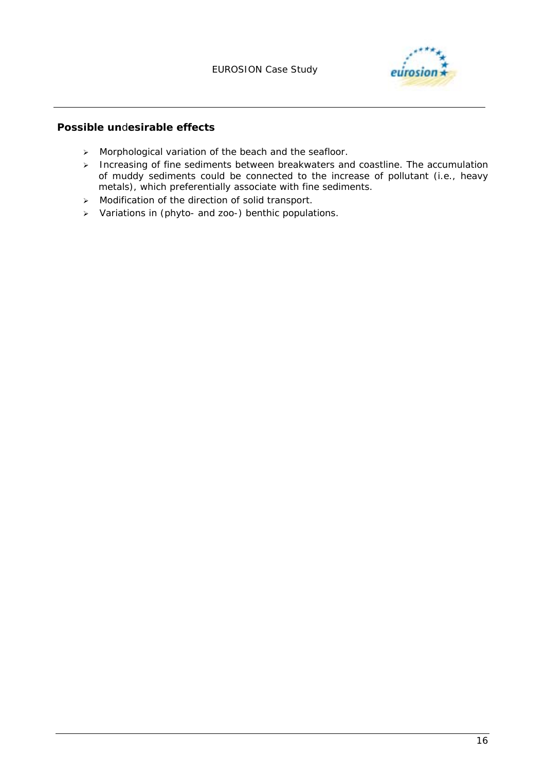**Possible undesirable effects**

- Morphological variation of the beach and the seafloor.
- Increasing of fine sediments between breakwaters and coastline. The accumulation of muddy sediments could be connected to the increase of pollutant (i.e., heavy metals), which preferentially associate with fine sediments.
- Modification of the direction of solid transport.
- Variations in (phyto- and zoo-) benthic populations.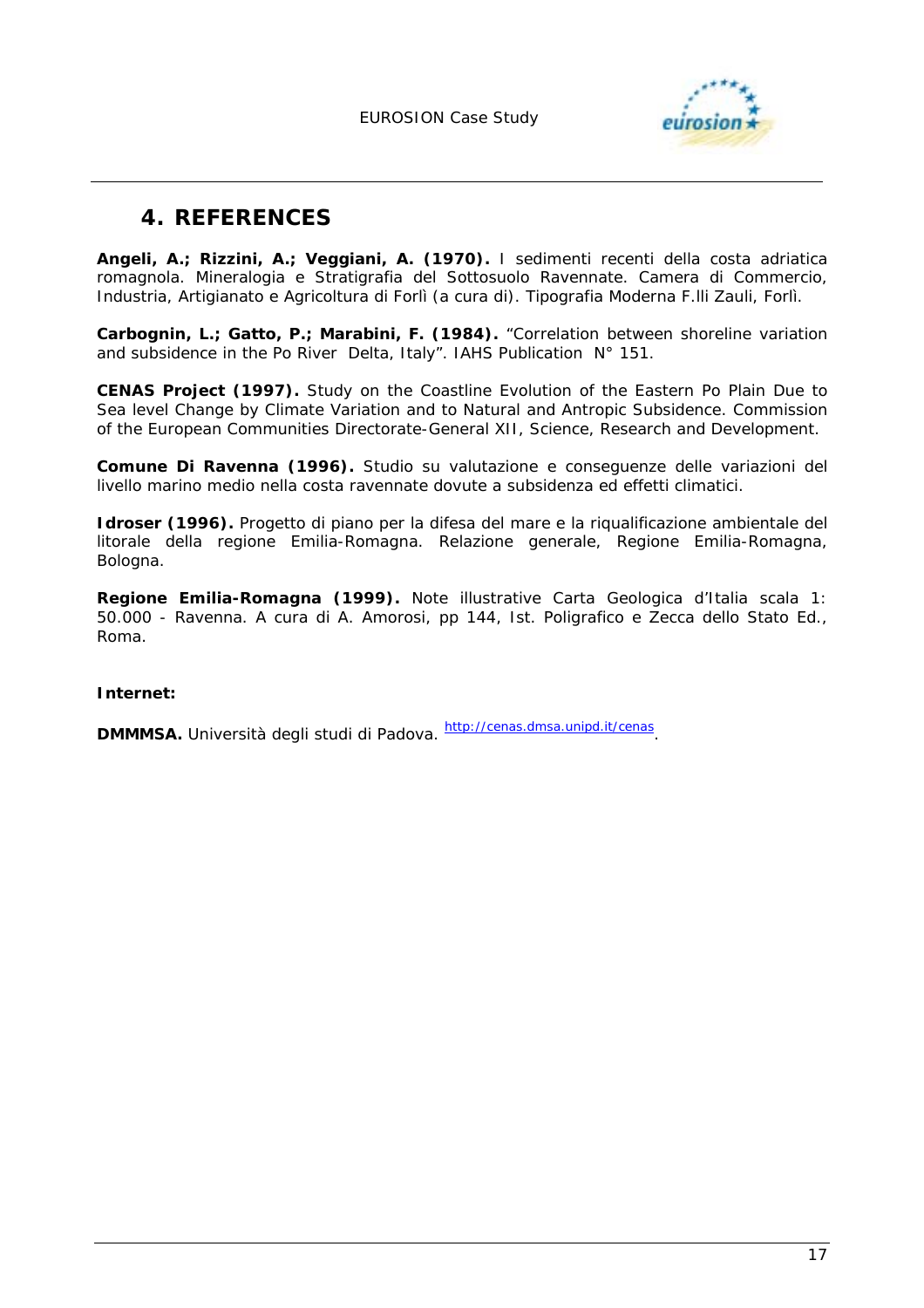## 4. REFERENCES

**Angeli, A.; Rizzini, A.; Veggiani, A. (1970).** I sedimenti recenti della costa adriatica romagnola. Mineralogia e Stratigrafia del Sottosuolo Ravennate. Camera di Commercio, Industria, Artigianato e Agricoltura di Forlì (a cura di). Tipografia Moderna F.lli Zauli, Forlì.

**Carbognin, L.; Gatto, P.; Marabini, F. (1984).** "Correlation between shoreline variation and subsidence in the Po River Delta, Italy". IAHS Publication N° 151.

**CENAS Project (1997).** Study on the Coastline Evolution of the Eastern Po Plain Due to Sea level Change by Climate Variation and to Natural and Antropic Subsidence. Commission of the European Communities Directorate-General XII, Science, Research and Development.

**Comune Di Ravenna (1996).** Studio su valutazione e conseguenze delle variazioni del livello marino medio nella costa ravennate dovute a subsidenza ed effetti climatici.

**Idroser (1996).** Progetto di piano per la difesa del mare e la riqualificazione ambientale del litorale della regione Emilia-Romagna. Relazione generale, Regione Emilia-Romagna, Bologna.

**Regione Emilia-Romagna (1999).** Note illustrative Carta Geologica d'Italia scala 1: 50.000 - Ravenna. A cura di A. Amorosi, pp 144, Ist. Poligrafico e Zecca dello Stato Ed., Roma.

**Internet:**

**DMMMSA.** Università degli studi di Padova. http://cenas.dmsa.unipd.it/cenas.